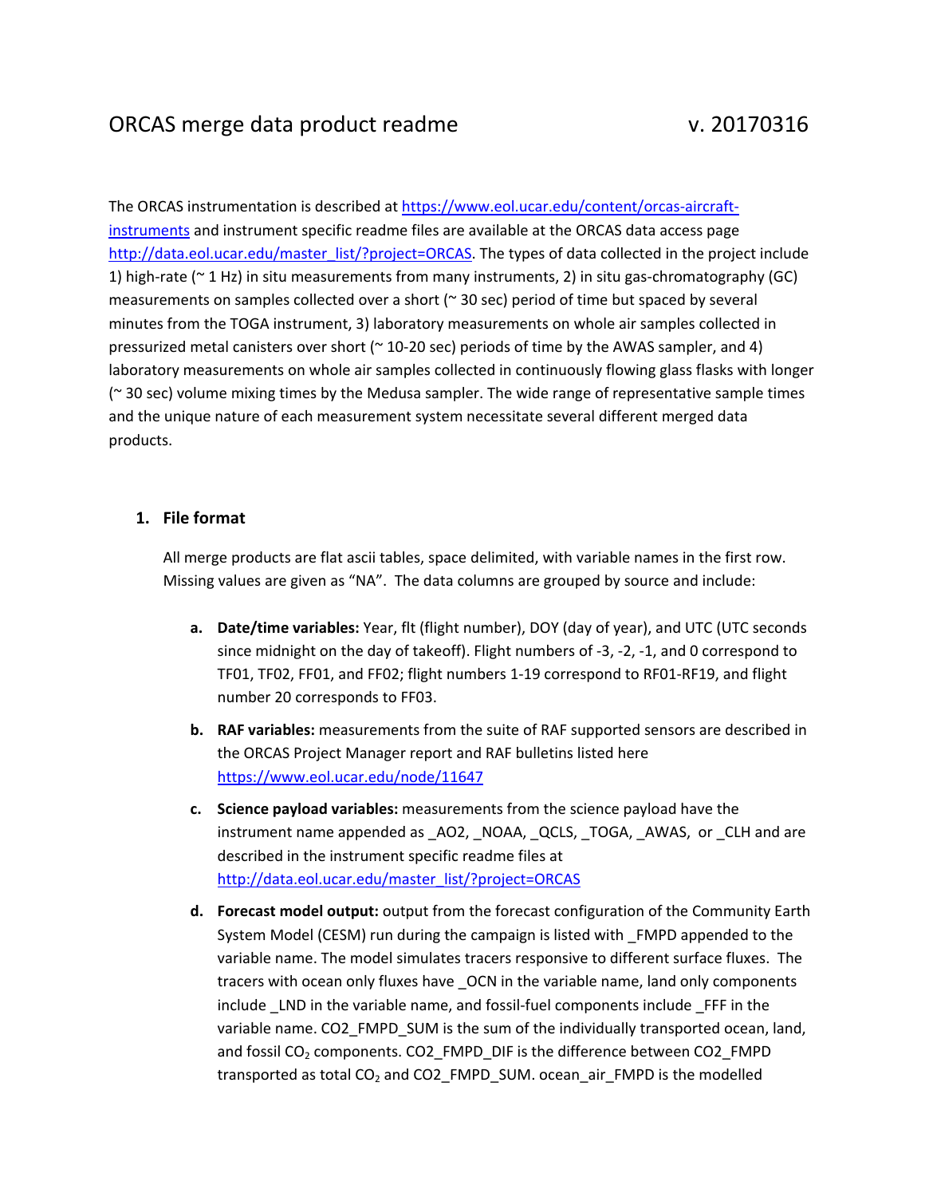# ORCAS merge data product readme v. 20170316

The ORCAS instrumentation is described at https://www.eol.ucar.edu/content/orcas-aircraft-instruments and instrument specific readme files are available at the ORCAS data access page http://data.eol.ucar.edu/master_list/?project=ORCAS. The types of data collected in the project include 1) high-rate (~ 1 Hz) in situ measurements from many instruments, 2) in situ gas-chromatography (GC) measurements on samples collected over a short (~ 30 sec) period of time but spaced by several minutes from the TOGA instrument, 3) laboratory measurements on whole air samples collected in pressurized metal canisters over short (~ 10-20 sec) periods of time by the AWAS sampler, and 4) laboratory measurements on whole air samples collected in continuously flowing glass flasks with longer (~ 30 sec) volume mixing times by the Medusa sampler. The wide range of representative sample times and the unique nature of each measurement system necessitate several different merged data products.

## 1. File format

All merge products are flat ascii tables, space delimited, with variable names in the first row. Missing values are given as "NA". The data columns are grouped by source and include:

a. **Date/time variables:** Year, flt (flight number), DOY (day of year), and UTC (UTC seconds since midnight on the day of takeoff). Flight numbers of -3, -2, -1, and 0 correspond to TF01, TF02, FF01, and FF02; flight numbers 1-19 correspond to RF01-RF19, and flight number 20 corresponds to FF03.

b. **RAF variables:** measurements from the suite of RAF supported sensors are described in the ORCAS Project Manager report and RAF bulletins listed here https://www.eol.ucar.edu/node/11647

c. **Science payload variables:** measurements from the science payload have the instrument name appended as _AO2, _NOAA, _QCLS, _TOGA, _AWAS, or _CLH and are described in the instrument specific readme files at http://data.eol.ucar.edu/master_list/?project=ORCAS

d. **Forecast model output:** output from the forecast configuration of the Community Earth System Model (CESM) run during the campaign is listed with _FMPD appended to the variable name. The model simulates tracers responsive to different surface fluxes. The tracers with ocean only fluxes have _OCN in the variable name, land only components include _LND in the variable name, and fossil-fuel components include _FFF in the variable name. CO2_FMPD_SUM is the sum of the individually transported ocean, land, and fossil $CO_2$ components. CO2_FMPD_DIF is the difference between CO2_FMPD transported as total $CO_2$ and CO2_FMPD_SUM. ocean_air_FMPD is the modelled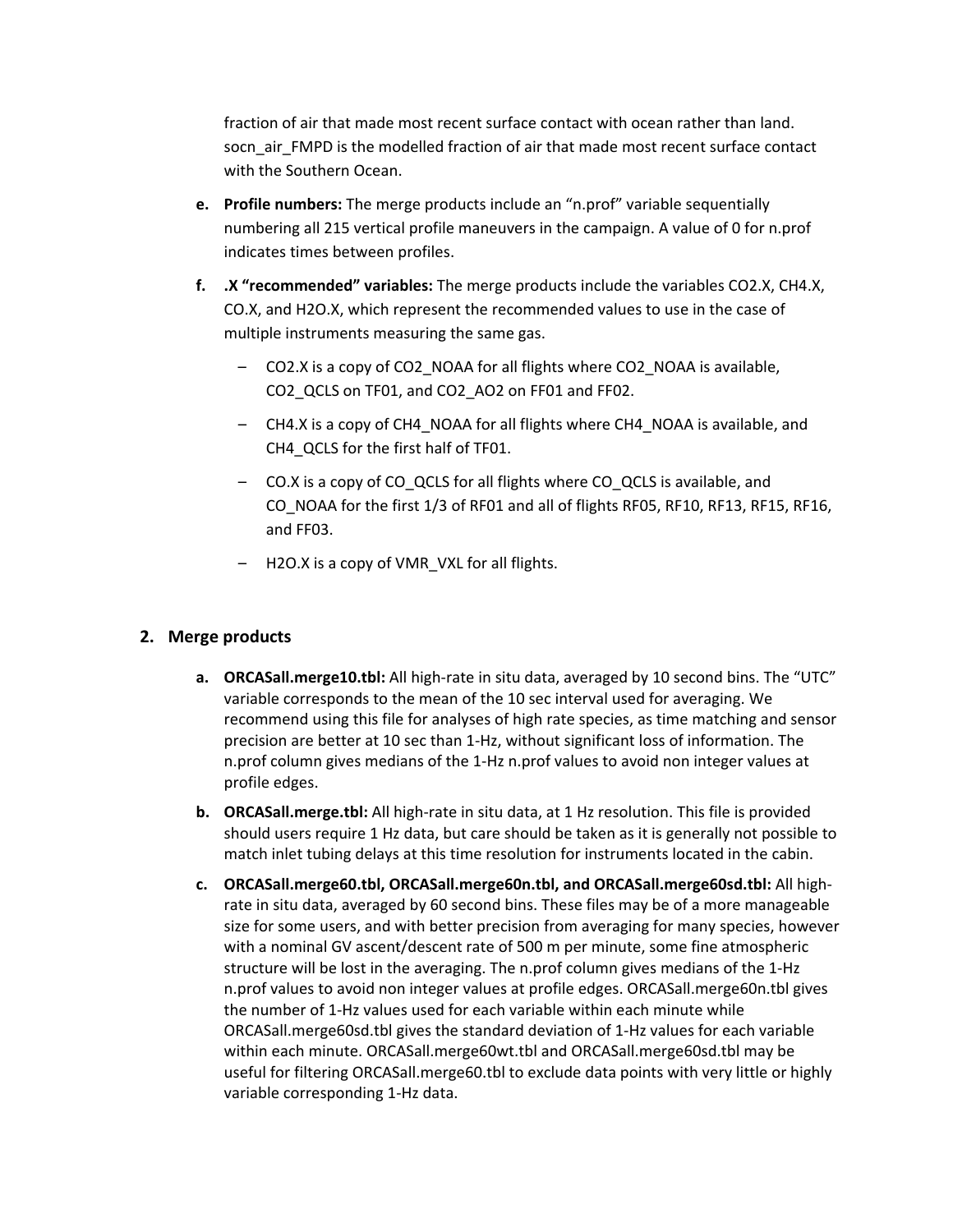fraction of air that made most recent surface contact with ocean rather than land. socn_air_FMPD is the modelled fraction of air that made most recent surface contact with the Southern Ocean.

e. **Profile numbers:** The merge products include an "n.prof" variable sequentially numbering all 215 vertical profile maneuvers in the campaign. A value of 0 for n.prof indicates times between profiles.

f. **.X "recommended" variables:** The merge products include the variables CO2.X, CH4.X, CO.X, and H2O.X, which represent the recommended values to use in the case of multiple instruments measuring the same gas.

   - CO2.X is a copy of CO2_NOAA for all flights where CO2_NOAA is available, CO2_QCLS on TF01, and CO2_AO2 on FF01 and FF02.
   - CH4.X is a copy of CH4_NOAA for all flights where CH4_NOAA is available, and CH4_QCLS for the first half of TF01.
   - CO.X is a copy of CO_QCLS for all flights where CO_QCLS is available, and CO_NOAA for the first 1/3 of RF01 and all of flights RF05, RF10, RF13, RF15, RF16, and FF03.
   - H2O.X is a copy of VMR_VXL for all flights.

## 2. Merge products

a. **ORCASall.merge10.tbl:** All high-rate in situ data, averaged by 10 second bins. The "UTC" variable corresponds to the mean of the 10 sec interval used for averaging. We recommend using this file for analyses of high rate species, as time matching and sensor precision are better at 10 sec than 1-Hz, without significant loss of information. The n.prof column gives medians of the 1-Hz n.prof values to avoid non integer values at profile edges.

b. **ORCASall.merge.tbl:** All high-rate in situ data, at 1 Hz resolution. This file is provided should users require 1 Hz data, but care should be taken as it is generally not possible to match inlet tubing delays at this time resolution for instruments located in the cabin.

c. **ORCASall.merge60.tbl, ORCASall.merge60n.tbl, and ORCASall.merge60sd.tbl:** All high-rate in situ data, averaged by 60 second bins. These files may be of a more manageable size for some users, and with better precision from averaging for many species, however with a nominal GV ascent/descent rate of 500 m per minute, some fine atmospheric structure will be lost in the averaging. The n.prof column gives medians of the 1-Hz n.prof values to avoid non integer values at profile edges. ORCASall.merge60n.tbl gives the number of 1-Hz values used for each variable within each minute while ORCASall.merge60sd.tbl gives the standard deviation of 1-Hz values for each variable within each minute. ORCASall.merge60wt.tbl and ORCASall.merge60sd.tbl may be useful for filtering ORCASall.merge60.tbl to exclude data points with very little or highly variable corresponding 1-Hz data.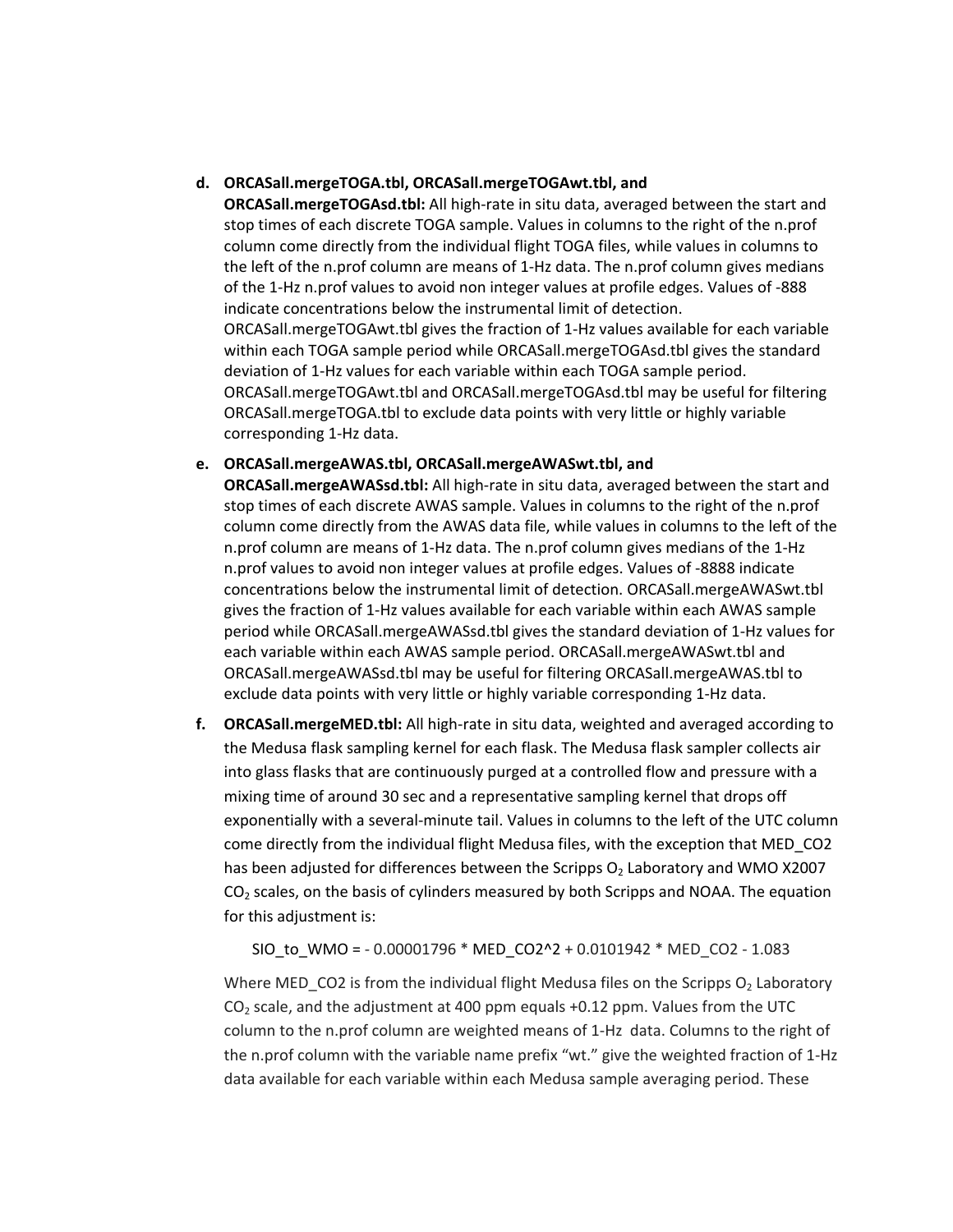d. **ORCASall.mergeTOGA.tbl, ORCASall.mergeTOGAwt.tbl, and ORCASall.mergeTOGAsd.tbl:** All high-rate in situ data, averaged between the start and stop times of each discrete TOGA sample. Values in columns to the right of the n.prof column come directly from the individual flight TOGA files, while values in columns to the left of the n.prof column are means of 1-Hz data. The n.prof column gives medians of the 1-Hz n.prof values to avoid non integer values at profile edges. Values of -888 indicate concentrations below the instrumental limit of detection. ORCASall.mergeTOGAwt.tbl gives the fraction of 1-Hz values available for each variable within each TOGA sample period while ORCASall.mergeTOGAsd.tbl gives the standard deviation of 1-Hz values for each variable within each TOGA sample period. ORCASall.mergeTOGAwt.tbl and ORCASall.mergeTOGAsd.tbl may be useful for filtering ORCASall.mergeTOGA.tbl to exclude data points with very little or highly variable corresponding 1-Hz data.

e. **ORCASall.mergeAWAS.tbl, ORCASall.mergeAWASwt.tbl, and ORCASall.mergeAWASsd.tbl:** All high-rate in situ data, averaged between the start and stop times of each discrete AWAS sample. Values in columns to the right of the n.prof column come directly from the AWAS data file, while values in columns to the left of the n.prof column are means of 1-Hz data. The n.prof column gives medians of the 1-Hz n.prof values to avoid non integer values at profile edges. Values of -8888 indicate concentrations below the instrumental limit of detection. ORCASall.mergeAWASwt.tbl gives the fraction of 1-Hz values available for each variable within each AWAS sample period while ORCASall.mergeAWASsd.tbl gives the standard deviation of 1-Hz values for each variable within each AWAS sample period. ORCASall.mergeAWASwt.tbl and ORCASall.mergeAWASsd.tbl may be useful for filtering ORCASall.mergeAWAS.tbl to exclude data points with very little or highly variable corresponding 1-Hz data.

f. **ORCASall.mergeMED.tbl:** All high-rate in situ data, weighted and averaged according to the Medusa flask sampling kernel for each flask. The Medusa flask sampler collects air into glass flasks that are continuously purged at a controlled flow and pressure with a mixing time of around 30 sec and a representative sampling kernel that drops off exponentially with a several-minute tail. Values in columns to the left of the UTC column come directly from the individual flight Medusa files, with the exception that MED_CO2 has been adjusted for differences between the Scripps $O_2$ Laboratory and WMO X2007 $CO_2$ scales, on the basis of cylinders measured by both Scripps and NOAA. The equation for this adjustment is:

SIO_to_WMO = - 0.00001796 * MED_CO2^2 + 0.0101942 * MED_CO2 - 1.083

Where MED_CO2 is from the individual flight Medusa files on the Scripps $O_2$ Laboratory $CO_2$ scale, and the adjustment at 400 ppm equals +0.12 ppm. Values from the UTC column to the n.prof column are weighted means of 1-Hz data. Columns to the right of the n.prof column with the variable name prefix "wt." give the weighted fraction of 1-Hz data available for each variable within each Medusa sample averaging period. These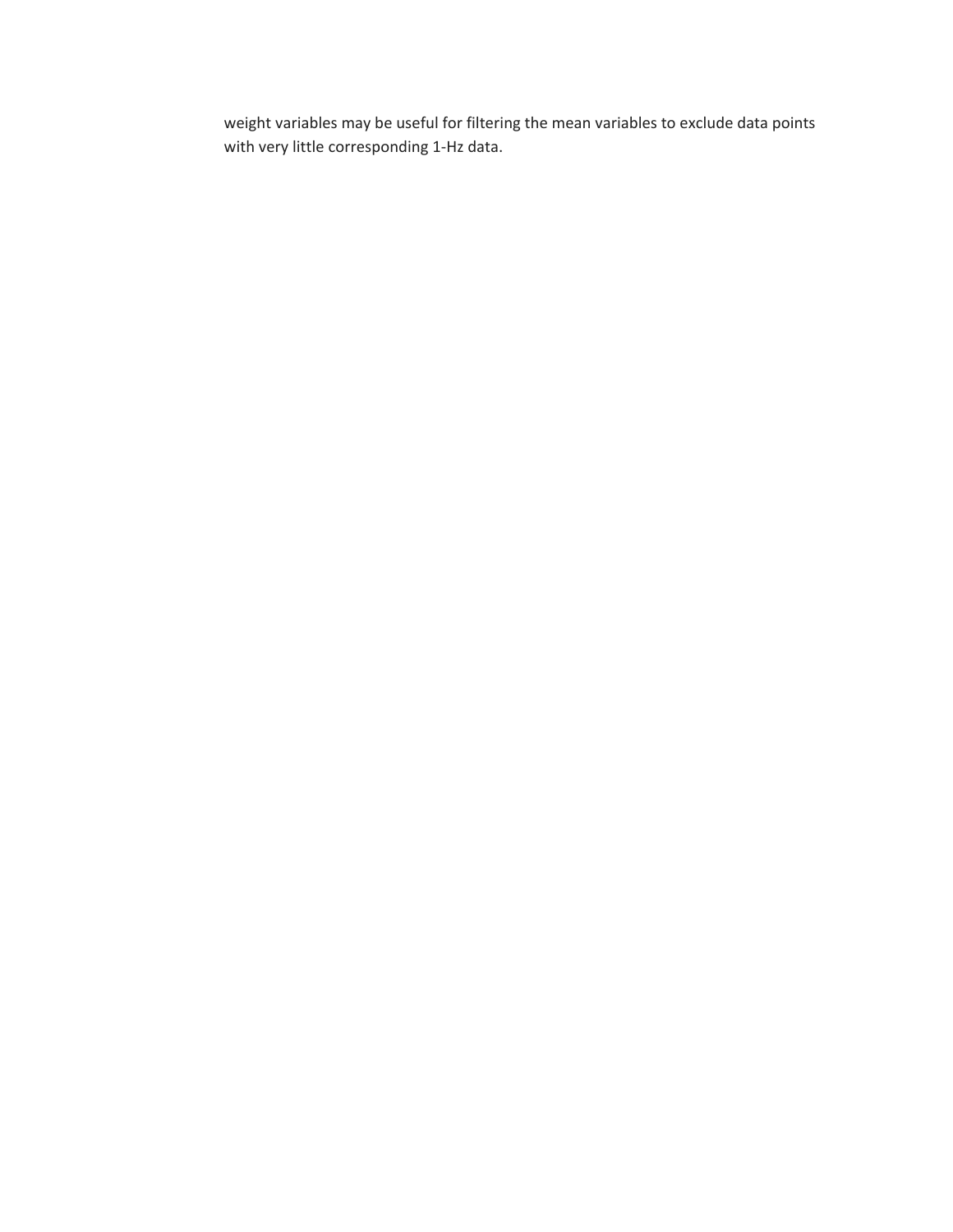weight variables may be useful for filtering the mean variables to exclude data points with very little corresponding 1-Hz data.